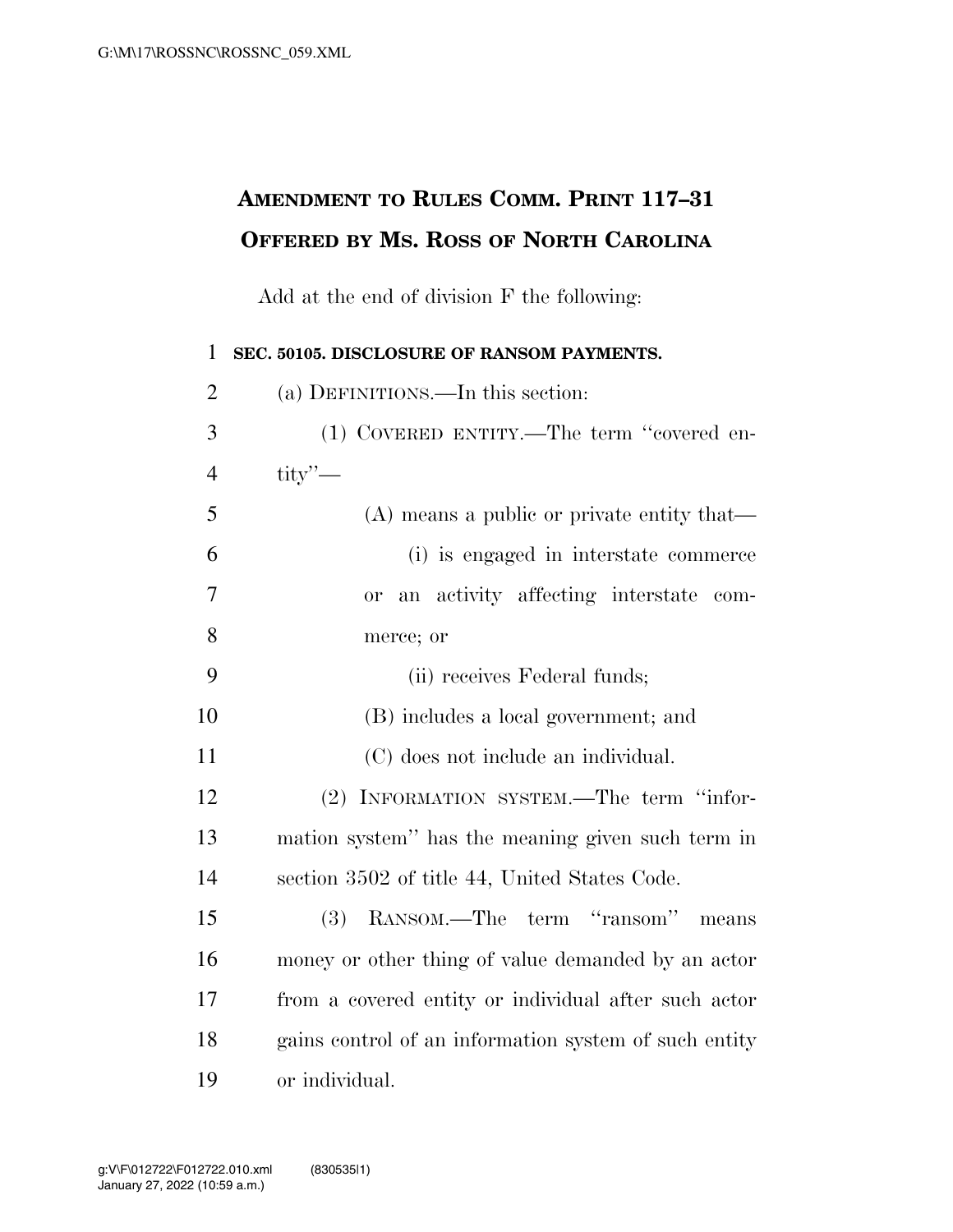# Amendment to Rules Comm. Print 117–31 Offered by Ms. Ross of North Carolina

Add at the end of division F the following:

**SEC. 50105. DISCLOSURE OF RANSOM PAYMENTS.**

(a) DEFINITIONS.—In this section:

(1) COVERED ENTITY.—The term "covered entity"—

(A) means a public or private entity that—

(i) is engaged in interstate commerce or an activity affecting interstate commerce; or

(ii) receives Federal funds;

(B) includes a local government; and

(C) does not include an individual.

(2) INFORMATION SYSTEM.—The term "information system" has the meaning given such term in section 3502 of title 44, United States Code.

(3) RANSOM.—The term "ransom" means money or other thing of value demanded by an actor from a covered entity or individual after such actor gains control of an information system of such entity or individual.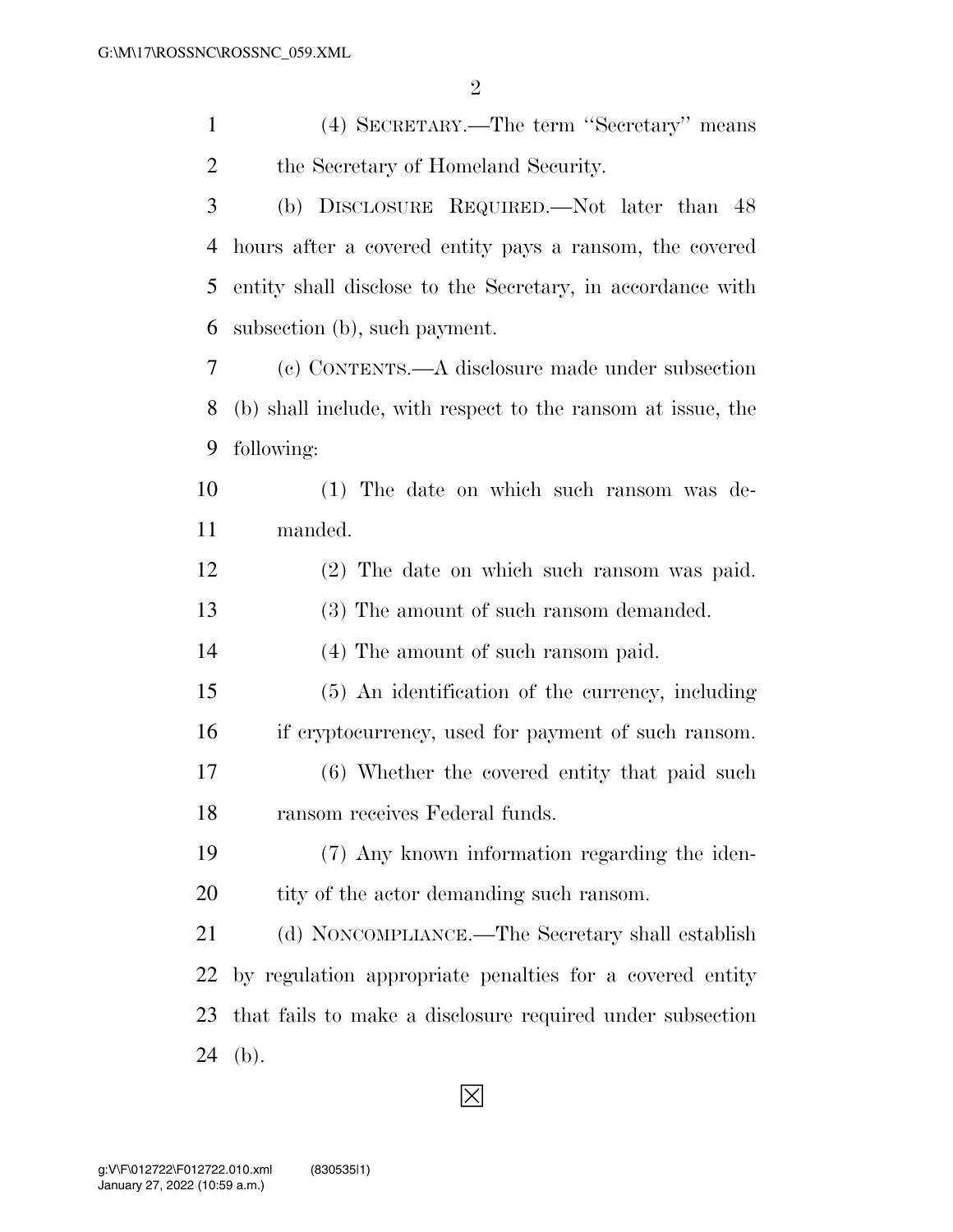(4) SECRETARY.—The term "Secretary" means the Secretary of Homeland Security.

(b) DISCLOSURE REQUIRED.—Not later than 48 hours after a covered entity pays a ransom, the covered entity shall disclose to the Secretary, in accordance with subsection (b), such payment.

(c) CONTENTS.—A disclosure made under subsection (b) shall include, with respect to the ransom at issue, the following:

(1) The date on which such ransom was demanded.

(2) The date on which such ransom was paid.

(3) The amount of such ransom demanded.

(4) The amount of such ransom paid.

(5) An identification of the currency, including if cryptocurrency, used for payment of such ransom.

(6) Whether the covered entity that paid such ransom receives Federal funds.

(7) Any known information regarding the identity of the actor demanding such ransom.

(d) NONCOMPLIANCE.—The Secretary shall establish by regulation appropriate penalties for a covered entity that fails to make a disclosure required under subsection (b).